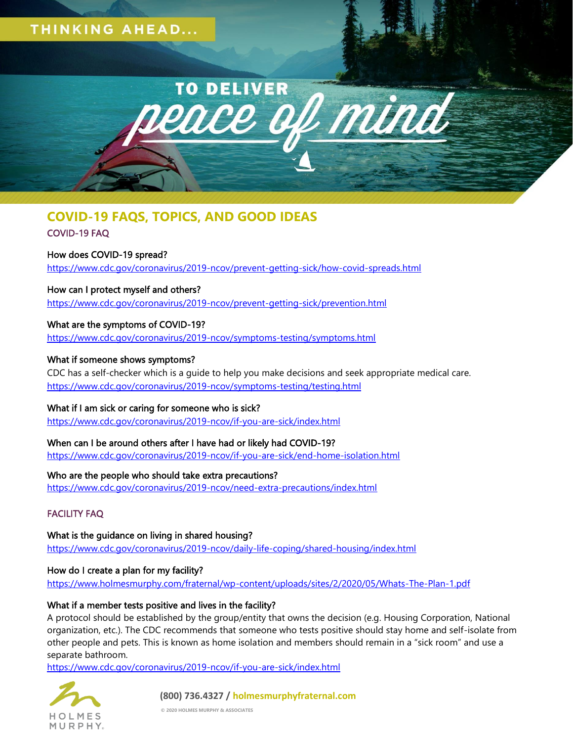THINKING AHEAD...

TO DELIVER *peace of mind*

# COVID-19 FAQS, TOPICS, AND GOOD IDEAS

## COVID-19 FAQ

**How does COVID-19 spread?**
https://www.cdc.gov/coronavirus/2019-ncov/prevent-getting-sick/how-covid-spreads.html

**How can I protect myself and others?**
https://www.cdc.gov/coronavirus/2019-ncov/prevent-getting-sick/prevention.html

**What are the symptoms of COVID-19?**
https://www.cdc.gov/coronavirus/2019-ncov/symptoms-testing/symptoms.html

**What if someone shows symptoms?**
CDC has a self-checker which is a guide to help you make decisions and seek appropriate medical care.
https://www.cdc.gov/coronavirus/2019-ncov/symptoms-testing/testing.html

**What if I am sick or caring for someone who is sick?**
https://www.cdc.gov/coronavirus/2019-ncov/if-you-are-sick/index.html

**When can I be around others after I have had or likely had COVID-19?**
https://www.cdc.gov/coronavirus/2019-ncov/if-you-are-sick/end-home-isolation.html

**Who are the people who should take extra precautions?**
https://www.cdc.gov/coronavirus/2019-ncov/need-extra-precautions/index.html

## FACILITY FAQ

**What is the guidance on living in shared housing?**
https://www.cdc.gov/coronavirus/2019-ncov/daily-life-coping/shared-housing/index.html

**How do I create a plan for my facility?**
https://www.holmesmurphy.com/fraternal/wp-content/uploads/sites/2/2020/05/Whats-The-Plan-1.pdf

**What if a member tests positive and lives in the facility?**
A protocol should be established by the group/entity that owns the decision (e.g. Housing Corporation, National organization, etc.). The CDC recommends that someone who tests positive should stay home and self-isolate from other people and pets. This is known as home isolation and members should remain in a "sick room" and use a separate bathroom.
https://www.cdc.gov/coronavirus/2019-ncov/if-you-are-sick/index.html

HOLMES MURPHY

**(800) 736.4327 / holmesmurphyfraternal.com**

© 2020 HOLMES MURPHY & ASSOCIATES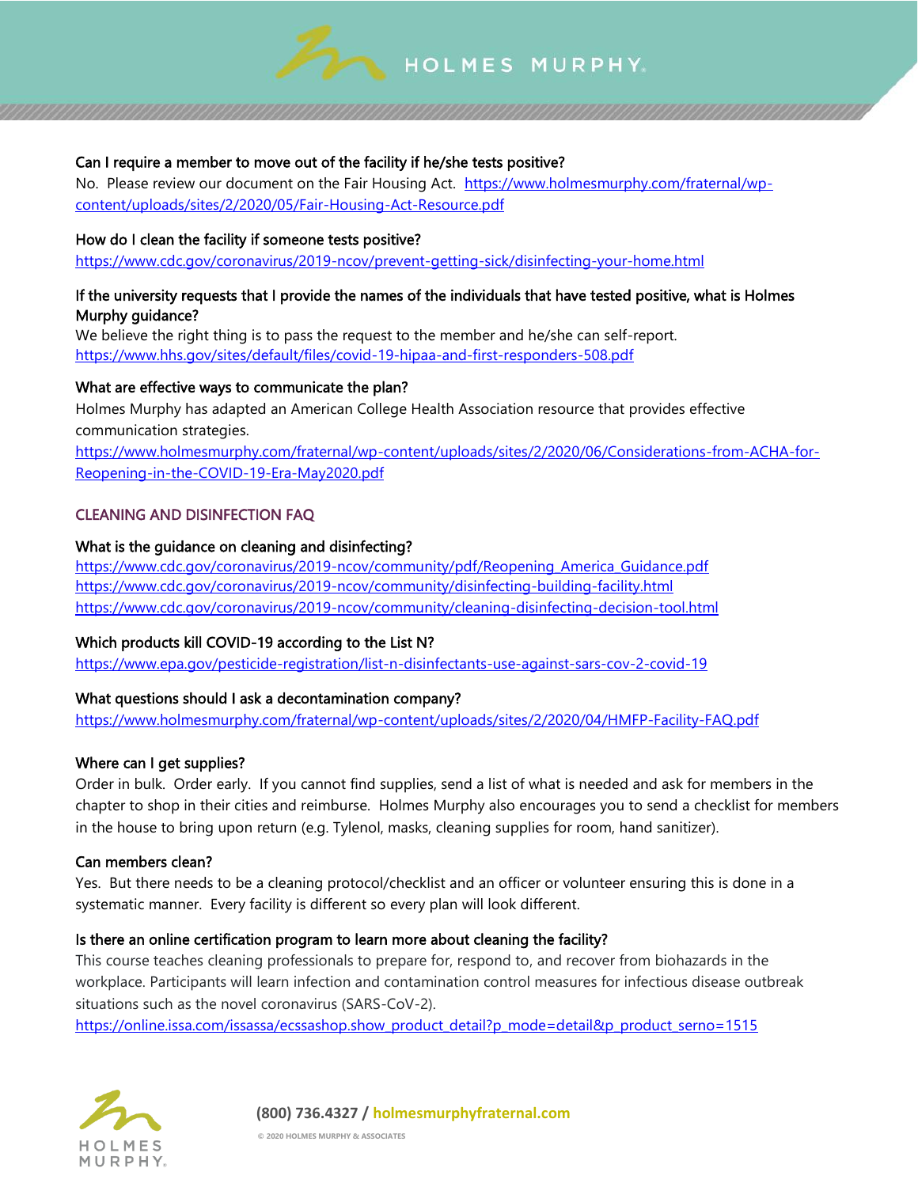**Can I require a member to move out of the facility if he/she tests positive?**
No. Please review our document on the Fair Housing Act. https://www.holmesmurphy.com/fraternal/wp-content/uploads/sites/2/2020/05/Fair-Housing-Act-Resource.pdf

**How do I clean the facility if someone tests positive?**
https://www.cdc.gov/coronavirus/2019-ncov/prevent-getting-sick/disinfecting-your-home.html

**If the university requests that I provide the names of the individuals that have tested positive, what is Holmes Murphy guidance?**
We believe the right thing is to pass the request to the member and he/she can self-report.
https://www.hhs.gov/sites/default/files/covid-19-hipaa-and-first-responders-508.pdf

**What are effective ways to communicate the plan?**
Holmes Murphy has adapted an American College Health Association resource that provides effective communication strategies.
https://www.holmesmurphy.com/fraternal/wp-content/uploads/sites/2/2020/06/Considerations-from-ACHA-for-Reopening-in-the-COVID-19-Era-May2020.pdf

## CLEANING AND DISINFECTION FAQ

**What is the guidance on cleaning and disinfecting?**
https://www.cdc.gov/coronavirus/2019-ncov/community/pdf/Reopening_America_Guidance.pdf
https://www.cdc.gov/coronavirus/2019-ncov/community/disinfecting-building-facility.html
https://www.cdc.gov/coronavirus/2019-ncov/community/cleaning-disinfecting-decision-tool.html

**Which products kill COVID-19 according to the List N?**
https://www.epa.gov/pesticide-registration/list-n-disinfectants-use-against-sars-cov-2-covid-19

**What questions should I ask a decontamination company?**
https://www.holmesmurphy.com/fraternal/wp-content/uploads/sites/2/2020/04/HMFP-Facility-FAQ.pdf

**Where can I get supplies?**
Order in bulk. Order early. If you cannot find supplies, send a list of what is needed and ask for members in the chapter to shop in their cities and reimburse. Holmes Murphy also encourages you to send a checklist for members in the house to bring upon return (e.g. Tylenol, masks, cleaning supplies for room, hand sanitizer).

**Can members clean?**
Yes. But there needs to be a cleaning protocol/checklist and an officer or volunteer ensuring this is done in a systematic manner. Every facility is different so every plan will look different.

**Is there an online certification program to learn more about cleaning the facility?**
This course teaches cleaning professionals to prepare for, respond to, and recover from biohazards in the workplace. Participants will learn infection and contamination control measures for infectious disease outbreak situations such as the novel coronavirus (SARS-CoV-2).
https://online.issa.com/issassa/ecssashop.show_product_detail?p_mode=detail&p_product_serno=1515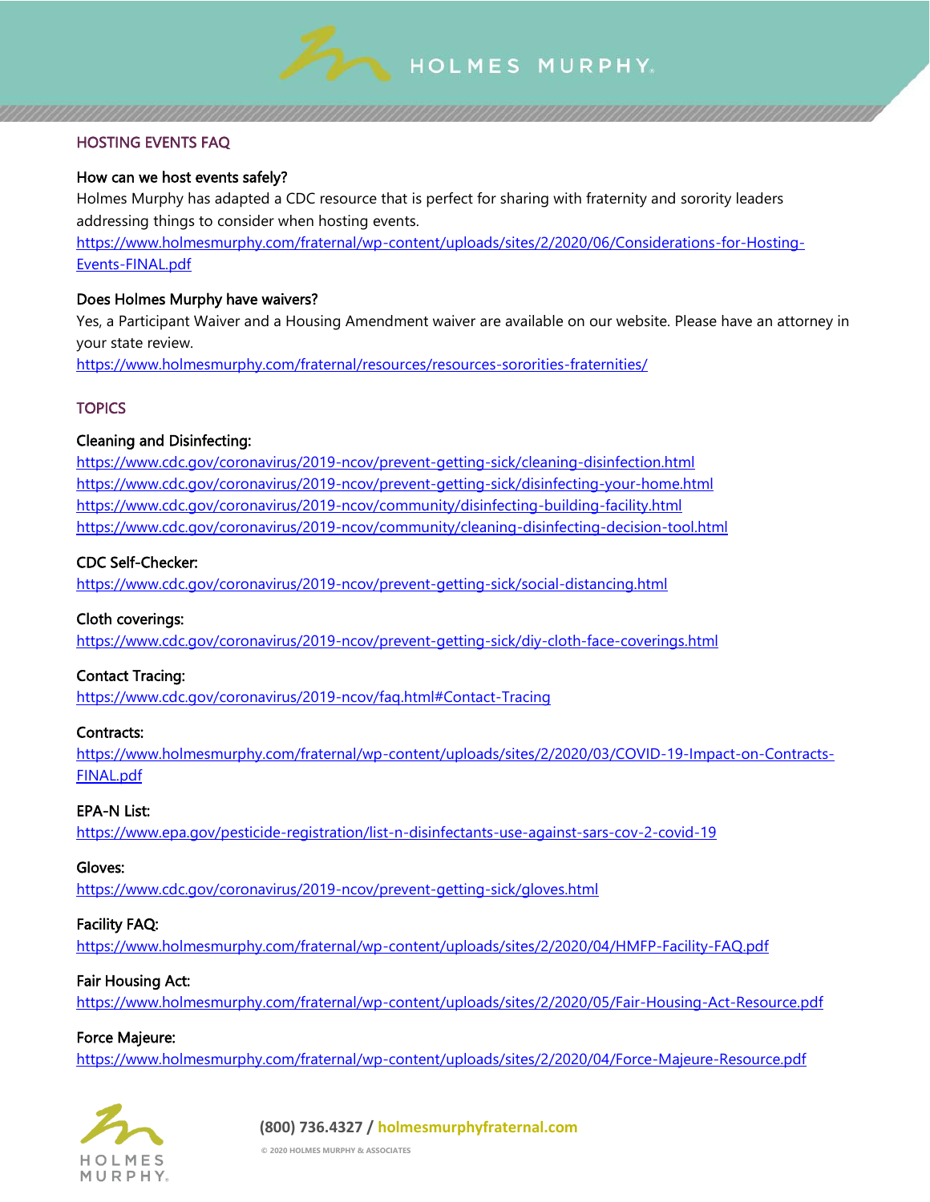## HOSTING EVENTS FAQ

### How can we host events safely?

Holmes Murphy has adapted a CDC resource that is perfect for sharing with fraternity and sorority leaders addressing things to consider when hosting events.
https://www.holmesmurphy.com/fraternal/wp-content/uploads/sites/2/2020/06/Considerations-for-Hosting-Events-FINAL.pdf

### Does Holmes Murphy have waivers?

Yes, a Participant Waiver and a Housing Amendment waiver are available on our website. Please have an attorney in your state review.
https://www.holmesmurphy.com/fraternal/resources/resources-sororities-fraternities/

## TOPICS

### Cleaning and Disinfecting:

https://www.cdc.gov/coronavirus/2019-ncov/prevent-getting-sick/cleaning-disinfection.html
https://www.cdc.gov/coronavirus/2019-ncov/prevent-getting-sick/disinfecting-your-home.html
https://www.cdc.gov/coronavirus/2019-ncov/community/disinfecting-building-facility.html
https://www.cdc.gov/coronavirus/2019-ncov/community/cleaning-disinfecting-decision-tool.html

### CDC Self-Checker:

https://www.cdc.gov/coronavirus/2019-ncov/prevent-getting-sick/social-distancing.html

### Cloth coverings:

https://www.cdc.gov/coronavirus/2019-ncov/prevent-getting-sick/diy-cloth-face-coverings.html

### Contact Tracing:

https://www.cdc.gov/coronavirus/2019-ncov/faq.html#Contact-Tracing

### Contracts:

https://www.holmesmurphy.com/fraternal/wp-content/uploads/sites/2/2020/03/COVID-19-Impact-on-Contracts-FINAL.pdf

### EPA-N List:

https://www.epa.gov/pesticide-registration/list-n-disinfectants-use-against-sars-cov-2-covid-19

### Gloves:

https://www.cdc.gov/coronavirus/2019-ncov/prevent-getting-sick/gloves.html

### Facility FAQ:

https://www.holmesmurphy.com/fraternal/wp-content/uploads/sites/2/2020/04/HMFP-Facility-FAQ.pdf

### Fair Housing Act:

https://www.holmesmurphy.com/fraternal/wp-content/uploads/sites/2/2020/05/Fair-Housing-Act-Resource.pdf

### Force Majeure:

https://www.holmesmurphy.com/fraternal/wp-content/uploads/sites/2/2020/04/Force-Majeure-Resource.pdf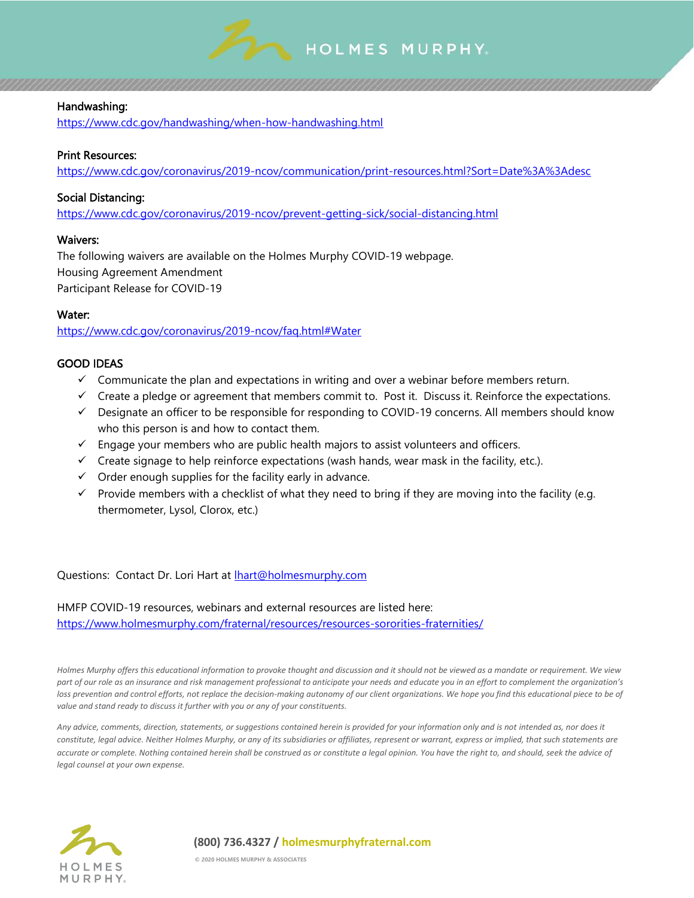**Handwashing:**
https://www.cdc.gov/handwashing/when-how-handwashing.html

**Print Resources:**
https://www.cdc.gov/coronavirus/2019-ncov/communication/print-resources.html?Sort=Date%3A%3Adesc

**Social Distancing:**
https://www.cdc.gov/coronavirus/2019-ncov/prevent-getting-sick/social-distancing.html

**Waivers:**
The following waivers are available on the Holmes Murphy COVID-19 webpage.
Housing Agreement Amendment
Participant Release for COVID-19

**Water:**
https://www.cdc.gov/coronavirus/2019-ncov/faq.html#Water

**GOOD IDEAS**

- ✓ Communicate the plan and expectations in writing and over a webinar before members return.
- ✓ Create a pledge or agreement that members commit to. Post it. Discuss it. Reinforce the expectations.
- ✓ Designate an officer to be responsible for responding to COVID-19 concerns. All members should know who this person is and how to contact them.
- ✓ Engage your members who are public health majors to assist volunteers and officers.
- ✓ Create signage to help reinforce expectations (wash hands, wear mask in the facility, etc.).
- ✓ Order enough supplies for the facility early in advance.
- ✓ Provide members with a checklist of what they need to bring if they are moving into the facility (e.g. thermometer, Lysol, Clorox, etc.)

Questions: Contact Dr. Lori Hart at lhart@holmesmurphy.com

HMFP COVID-19 resources, webinars and external resources are listed here:
https://www.holmesmurphy.com/fraternal/resources/resources-sororities-fraternities/

*Holmes Murphy offers this educational information to provoke thought and discussion and it should not be viewed as a mandate or requirement. We view part of our role as an insurance and risk management professional to anticipate your needs and educate you in an effort to complement the organization's loss prevention and control efforts, not replace the decision-making autonomy of our client organizations. We hope you find this educational piece to be of value and stand ready to discuss it further with you or any of your constituents.*

*Any advice, comments, direction, statements, or suggestions contained herein is provided for your information only and is not intended as, nor does it constitute, legal advice. Neither Holmes Murphy, or any of its subsidiaries or affiliates, represent or warrant, express or implied, that such statements are accurate or complete. Nothing contained herein shall be construed as or constitute a legal opinion. You have the right to, and should, seek the advice of legal counsel at your own expense.*

**(800) 736.4327 / holmesmurphyfraternal.com**

© 2020 HOLMES MURPHY & ASSOCIATES